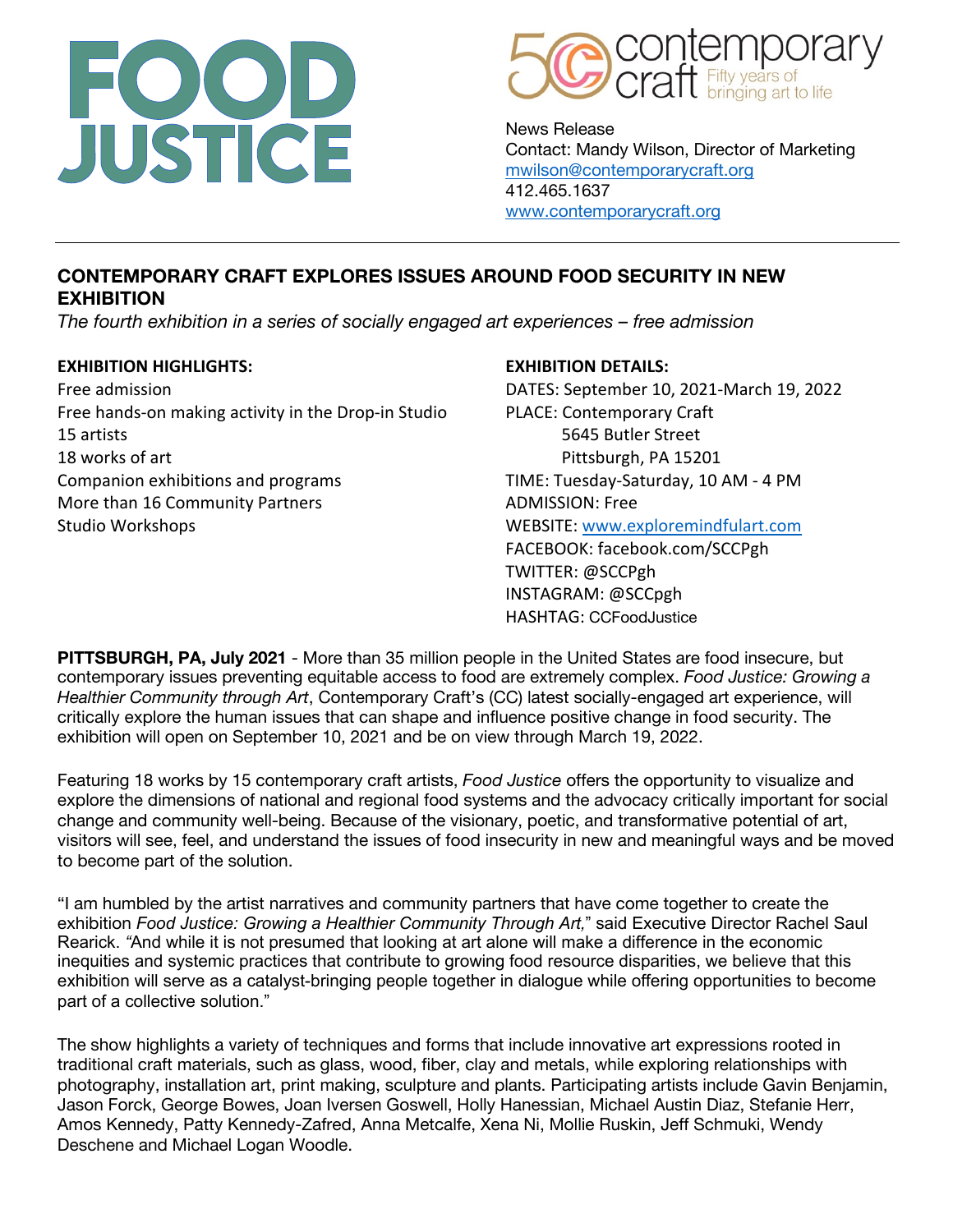# FOOD JUSTICE

contemporary craft — Fifty years of bringing art to life

News Release
Contact: Mandy Wilson, Director of Marketing
mwilson@contemporarycraft.org
412.465.1637
www.contemporarycraft.org

---

## CONTEMPORARY CRAFT EXPLORES ISSUES AROUND FOOD SECURITY IN NEW EXHIBITION

*The fourth exhibition in a series of socially engaged art experiences – free admission*

**EXHIBITION HIGHLIGHTS:**
Free admission
Free hands-on making activity in the Drop-in Studio
15 artists
18 works of art
Companion exhibitions and programs
More than 16 Community Partners
Studio Workshops

**EXHIBITION DETAILS:**
DATES: September 10, 2021-March 19, 2022
PLACE: Contemporary Craft
5645 Butler Street
Pittsburgh, PA 15201
TIME: Tuesday-Saturday, 10 AM - 4 PM
ADMISSION: Free
WEBSITE: www.exploremindfulart.com
FACEBOOK: facebook.com/SCCPgh
TWITTER: @SCCPgh
INSTAGRAM: @SCCpgh
HASHTAG: CCFoodJustice

**PITTSBURGH, PA, July 2021** - More than 35 million people in the United States are food insecure, but contemporary issues preventing equitable access to food are extremely complex. *Food Justice: Growing a Healthier Community through Art*, Contemporary Craft's (CC) latest socially-engaged art experience, will critically explore the human issues that can shape and influence positive change in food security. The exhibition will open on September 10, 2021 and be on view through March 19, 2022.

Featuring 18 works by 15 contemporary craft artists, *Food Justice* offers the opportunity to visualize and explore the dimensions of national and regional food systems and the advocacy critically important for social change and community well-being. Because of the visionary, poetic, and transformative potential of art, visitors will see, feel, and understand the issues of food insecurity in new and meaningful ways and be moved to become part of the solution.

"I am humbled by the artist narratives and community partners that have come together to create the exhibition *Food Justice: Growing a Healthier Community Through Art,*" said Executive Director Rachel Saul Rearick. "And while it is not presumed that looking at art alone will make a difference in the economic inequities and systemic practices that contribute to growing food resource disparities, we believe that this exhibition will serve as a catalyst-bringing people together in dialogue while offering opportunities to become part of a collective solution."

The show highlights a variety of techniques and forms that include innovative art expressions rooted in traditional craft materials, such as glass, wood, fiber, clay and metals, while exploring relationships with photography, installation art, print making, sculpture and plants. Participating artists include Gavin Benjamin, Jason Forck, George Bowes, Joan Iversen Goswell, Holly Hanessian, Michael Austin Diaz, Stefanie Herr, Amos Kennedy, Patty Kennedy-Zafred, Anna Metcalfe, Xena Ni, Mollie Ruskin, Jeff Schmuki, Wendy Deschene and Michael Logan Woodle.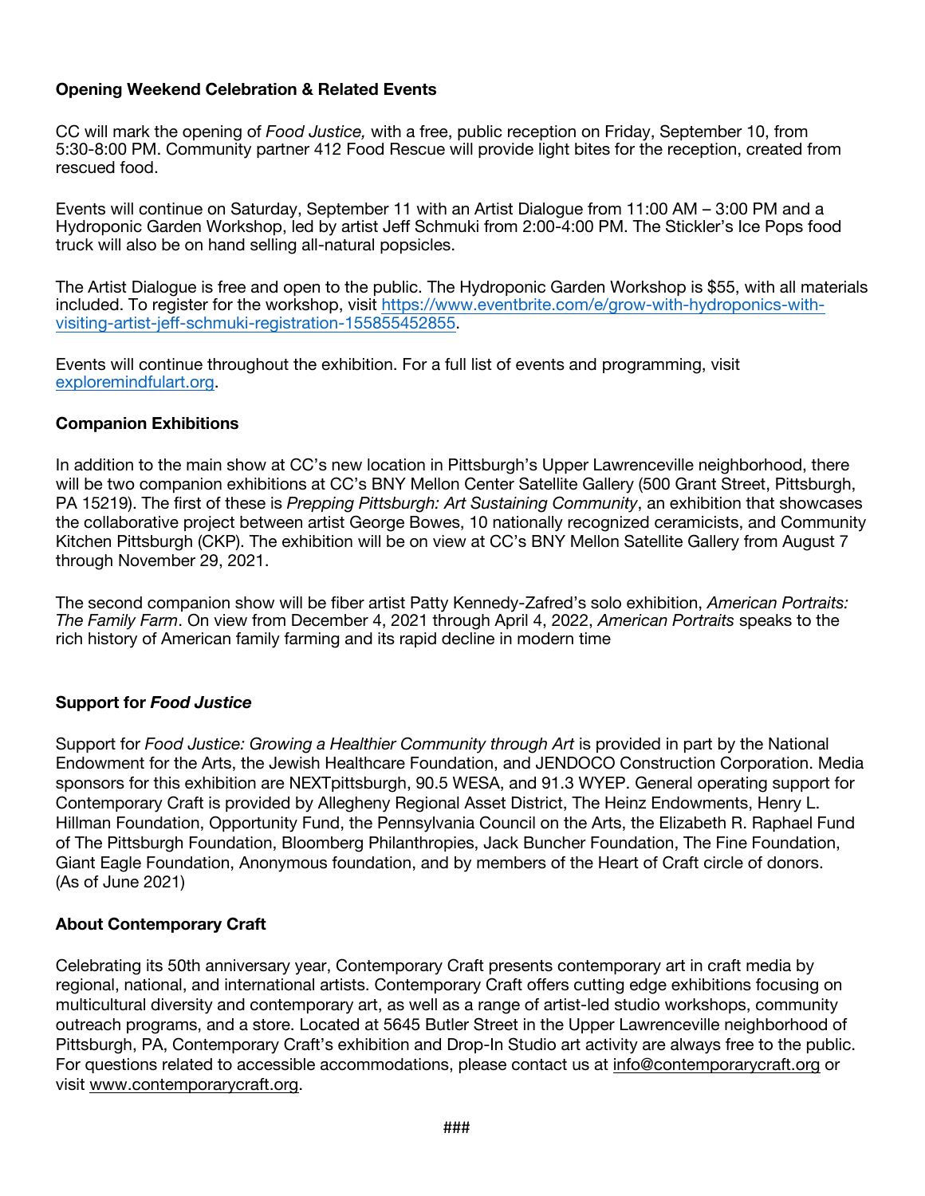**Opening Weekend Celebration & Related Events**

CC will mark the opening of *Food Justice,* with a free, public reception on Friday, September 10, from 5:30-8:00 PM. Community partner 412 Food Rescue will provide light bites for the reception, created from rescued food.

Events will continue on Saturday, September 11 with an Artist Dialogue from 11:00 AM – 3:00 PM and a Hydroponic Garden Workshop, led by artist Jeff Schmuki from 2:00-4:00 PM. The Stickler's Ice Pops food truck will also be on hand selling all-natural popsicles.

The Artist Dialogue is free and open to the public. The Hydroponic Garden Workshop is $55, with all materials included. To register for the workshop, visit [https://www.eventbrite.com/e/grow-with-hydroponics-with-visiting-artist-jeff-schmuki-registration-155855452855](https://www.eventbrite.com/e/grow-with-hydroponics-with-visiting-artist-jeff-schmuki-registration-155855452855).

Events will continue throughout the exhibition. For a full list of events and programming, visit [exploremindfulart.org](exploremindfulart.org).

**Companion Exhibitions**

In addition to the main show at CC's new location in Pittsburgh's Upper Lawrenceville neighborhood, there will be two companion exhibitions at CC's BNY Mellon Center Satellite Gallery (500 Grant Street, Pittsburgh, PA 15219). The first of these is *Prepping Pittsburgh: Art Sustaining Community*, an exhibition that showcases the collaborative project between artist George Bowes, 10 nationally recognized ceramicists, and Community Kitchen Pittsburgh (CKP). The exhibition will be on view at CC's BNY Mellon Satellite Gallery from August 7 through November 29, 2021.

The second companion show will be fiber artist Patty Kennedy-Zafred's solo exhibition, *American Portraits: The Family Farm*. On view from December 4, 2021 through April 4, 2022, *American Portraits* speaks to the rich history of American family farming and its rapid decline in modern time

**Support for *Food Justice***

Support for *Food Justice: Growing a Healthier Community through Art* is provided in part by the National Endowment for the Arts, the Jewish Healthcare Foundation, and JENDOCO Construction Corporation. Media sponsors for this exhibition are NEXTpittsburgh, 90.5 WESA, and 91.3 WYEP. General operating support for Contemporary Craft is provided by Allegheny Regional Asset District, The Heinz Endowments, Henry L. Hillman Foundation, Opportunity Fund, the Pennsylvania Council on the Arts, the Elizabeth R. Raphael Fund of The Pittsburgh Foundation, Bloomberg Philanthropies, Jack Buncher Foundation, The Fine Foundation, Giant Eagle Foundation, Anonymous foundation, and by members of the Heart of Craft circle of donors. (As of June 2021)

**About Contemporary Craft**

Celebrating its 50th anniversary year, Contemporary Craft presents contemporary art in craft media by regional, national, and international artists. Contemporary Craft offers cutting edge exhibitions focusing on multicultural diversity and contemporary art, as well as a range of artist-led studio workshops, community outreach programs, and a store. Located at 5645 Butler Street in the Upper Lawrenceville neighborhood of Pittsburgh, PA, Contemporary Craft's exhibition and Drop-In Studio art activity are always free to the public. For questions related to accessible accommodations, please contact us at info@contemporarycraft.org or visit www.contemporarycraft.org.

###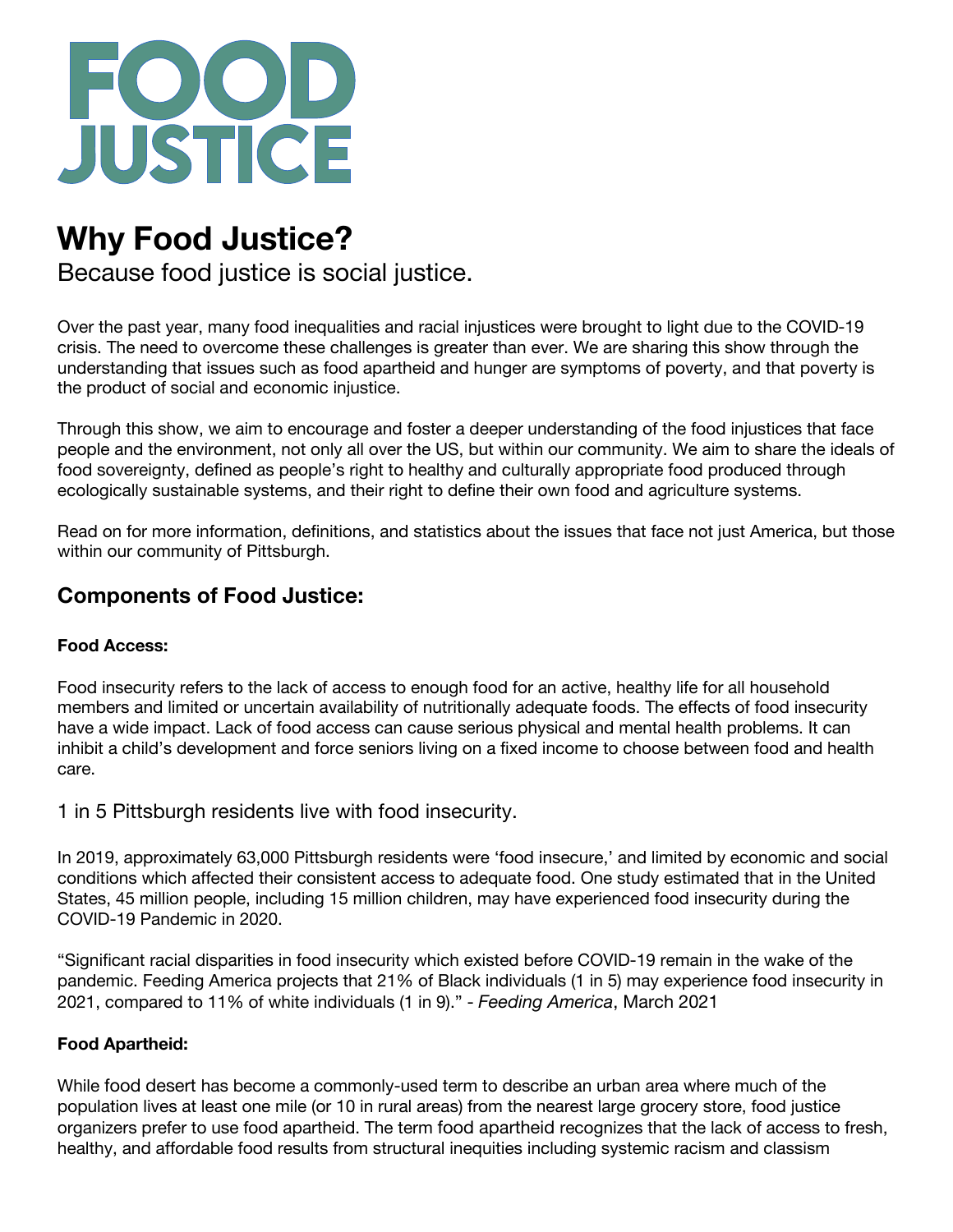# FOOD JUSTICE

## Why Food Justice?

Because food justice is social justice.

Over the past year, many food inequalities and racial injustices were brought to light due to the COVID-19 crisis. The need to overcome these challenges is greater than ever. We are sharing this show through the understanding that issues such as food apartheid and hunger are symptoms of poverty, and that poverty is the product of social and economic injustice.

Through this show, we aim to encourage and foster a deeper understanding of the food injustices that face people and the environment, not only all over the US, but within our community. We aim to share the ideals of food sovereignty, defined as people's right to healthy and culturally appropriate food produced through ecologically sustainable systems, and their right to define their own food and agriculture systems.

Read on for more information, definitions, and statistics about the issues that face not just America, but those within our community of Pittsburgh.

### Components of Food Justice:

**Food Access:**

Food insecurity refers to the lack of access to enough food for an active, healthy life for all household members and limited or uncertain availability of nutritionally adequate foods. The effects of food insecurity have a wide impact. Lack of food access can cause serious physical and mental health problems. It can inhibit a child's development and force seniors living on a fixed income to choose between food and health care.

1 in 5 Pittsburgh residents live with food insecurity.

In 2019, approximately 63,000 Pittsburgh residents were 'food insecure,' and limited by economic and social conditions which affected their consistent access to adequate food. One study estimated that in the United States, 45 million people, including 15 million children, may have experienced food insecurity during the COVID-19 Pandemic in 2020.

"Significant racial disparities in food insecurity which existed before COVID-19 remain in the wake of the pandemic. Feeding America projects that 21% of Black individuals (1 in 5) may experience food insecurity in 2021, compared to 11% of white individuals (1 in 9)." - *Feeding America*, March 2021

**Food Apartheid:**

While food desert has become a commonly-used term to describe an urban area where much of the population lives at least one mile (or 10 in rural areas) from the nearest large grocery store, food justice organizers prefer to use food apartheid. The term food apartheid recognizes that the lack of access to fresh, healthy, and affordable food results from structural inequities including systemic racism and classism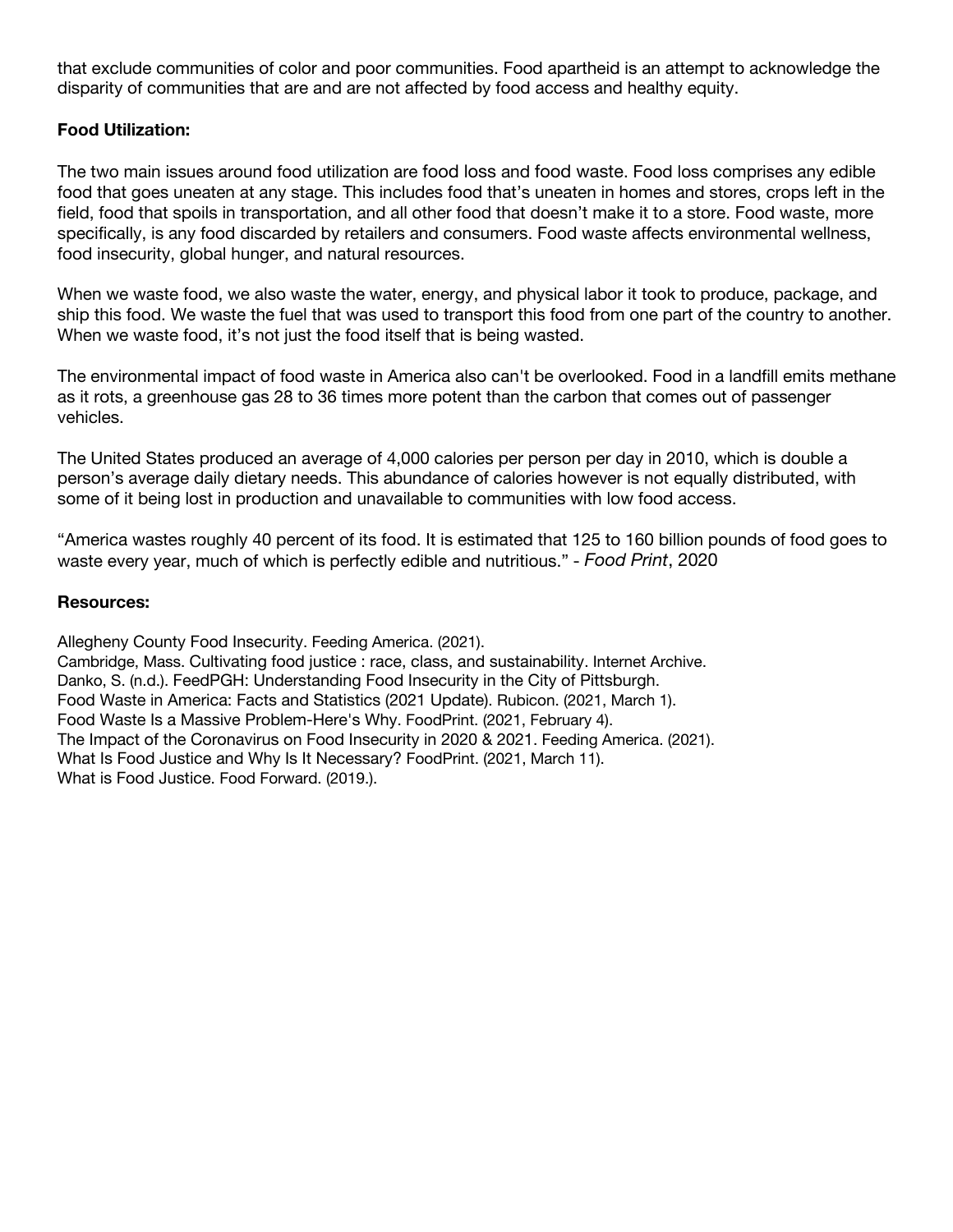that exclude communities of color and poor communities. Food apartheid is an attempt to acknowledge the disparity of communities that are and are not affected by food access and healthy equity.

**Food Utilization:**

The two main issues around food utilization are food loss and food waste. Food loss comprises any edible food that goes uneaten at any stage. This includes food that's uneaten in homes and stores, crops left in the field, food that spoils in transportation, and all other food that doesn't make it to a store. Food waste, more specifically, is any food discarded by retailers and consumers. Food waste affects environmental wellness, food insecurity, global hunger, and natural resources.

When we waste food, we also waste the water, energy, and physical labor it took to produce, package, and ship this food. We waste the fuel that was used to transport this food from one part of the country to another. When we waste food, it's not just the food itself that is being wasted.

The environmental impact of food waste in America also can't be overlooked. Food in a landfill emits methane as it rots, a greenhouse gas 28 to 36 times more potent than the carbon that comes out of passenger vehicles.

The United States produced an average of 4,000 calories per person per day in 2010, which is double a person's average daily dietary needs. This abundance of calories however is not equally distributed, with some of it being lost in production and unavailable to communities with low food access.

"America wastes roughly 40 percent of its food. It is estimated that 125 to 160 billion pounds of food goes to waste every year, much of which is perfectly edible and nutritious." - *Food Print*, 2020

**Resources:**

Allegheny County Food Insecurity. Feeding America. (2021).
Cambridge, Mass. Cultivating food justice : race, class, and sustainability. Internet Archive.
Danko, S. (n.d.). FeedPGH: Understanding Food Insecurity in the City of Pittsburgh.
Food Waste in America: Facts and Statistics (2021 Update). Rubicon. (2021, March 1).
Food Waste Is a Massive Problem-Here's Why. FoodPrint. (2021, February 4).
The Impact of the Coronavirus on Food Insecurity in 2020 & 2021. Feeding America. (2021).
What Is Food Justice and Why Is It Necessary? FoodPrint. (2021, March 11).
What is Food Justice. Food Forward. (2019.).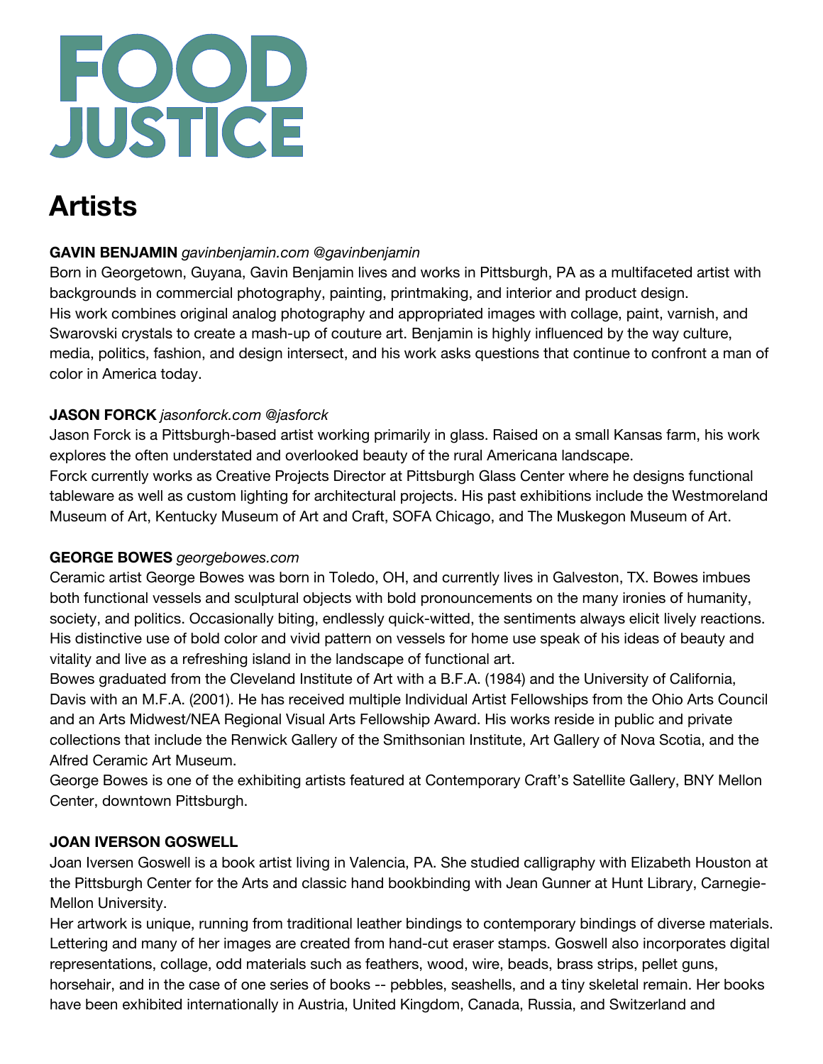# FOOD JUSTICE

## Artists

**GAVIN BENJAMIN** *gavinbenjamin.com @gavinbenjamin*
Born in Georgetown, Guyana, Gavin Benjamin lives and works in Pittsburgh, PA as a multifaceted artist with backgrounds in commercial photography, painting, printmaking, and interior and product design.
His work combines original analog photography and appropriated images with collage, paint, varnish, and Swarovski crystals to create a mash-up of couture art. Benjamin is highly influenced by the way culture, media, politics, fashion, and design intersect, and his work asks questions that continue to confront a man of color in America today.

**JASON FORCK** *jasonforck.com @jasforck*
Jason Forck is a Pittsburgh-based artist working primarily in glass. Raised on a small Kansas farm, his work explores the often understated and overlooked beauty of the rural Americana landscape.
Forck currently works as Creative Projects Director at Pittsburgh Glass Center where he designs functional tableware as well as custom lighting for architectural projects. His past exhibitions include the Westmoreland Museum of Art, Kentucky Museum of Art and Craft, SOFA Chicago, and The Muskegon Museum of Art.

**GEORGE BOWES** *georgebowes.com*
Ceramic artist George Bowes was born in Toledo, OH, and currently lives in Galveston, TX. Bowes imbues both functional vessels and sculptural objects with bold pronouncements on the many ironies of humanity, society, and politics. Occasionally biting, endlessly quick-witted, the sentiments always elicit lively reactions. His distinctive use of bold color and vivid pattern on vessels for home use speak of his ideas of beauty and vitality and live as a refreshing island in the landscape of functional art.
Bowes graduated from the Cleveland Institute of Art with a B.F.A. (1984) and the University of California, Davis with an M.F.A. (2001). He has received multiple Individual Artist Fellowships from the Ohio Arts Council and an Arts Midwest/NEA Regional Visual Arts Fellowship Award. His works reside in public and private collections that include the Renwick Gallery of the Smithsonian Institute, Art Gallery of Nova Scotia, and the Alfred Ceramic Art Museum.
George Bowes is one of the exhibiting artists featured at Contemporary Craft's Satellite Gallery, BNY Mellon Center, downtown Pittsburgh.

**JOAN IVERSON GOSWELL**
Joan Iversen Goswell is a book artist living in Valencia, PA. She studied calligraphy with Elizabeth Houston at the Pittsburgh Center for the Arts and classic hand bookbinding with Jean Gunner at Hunt Library, Carnegie-Mellon University.
Her artwork is unique, running from traditional leather bindings to contemporary bindings of diverse materials. Lettering and many of her images are created from hand-cut eraser stamps. Goswell also incorporates digital representations, collage, odd materials such as feathers, wood, wire, beads, brass strips, pellet guns, horsehair, and in the case of one series of books -- pebbles, seashells, and a tiny skeletal remain. Her books have been exhibited internationally in Austria, United Kingdom, Canada, Russia, and Switzerland and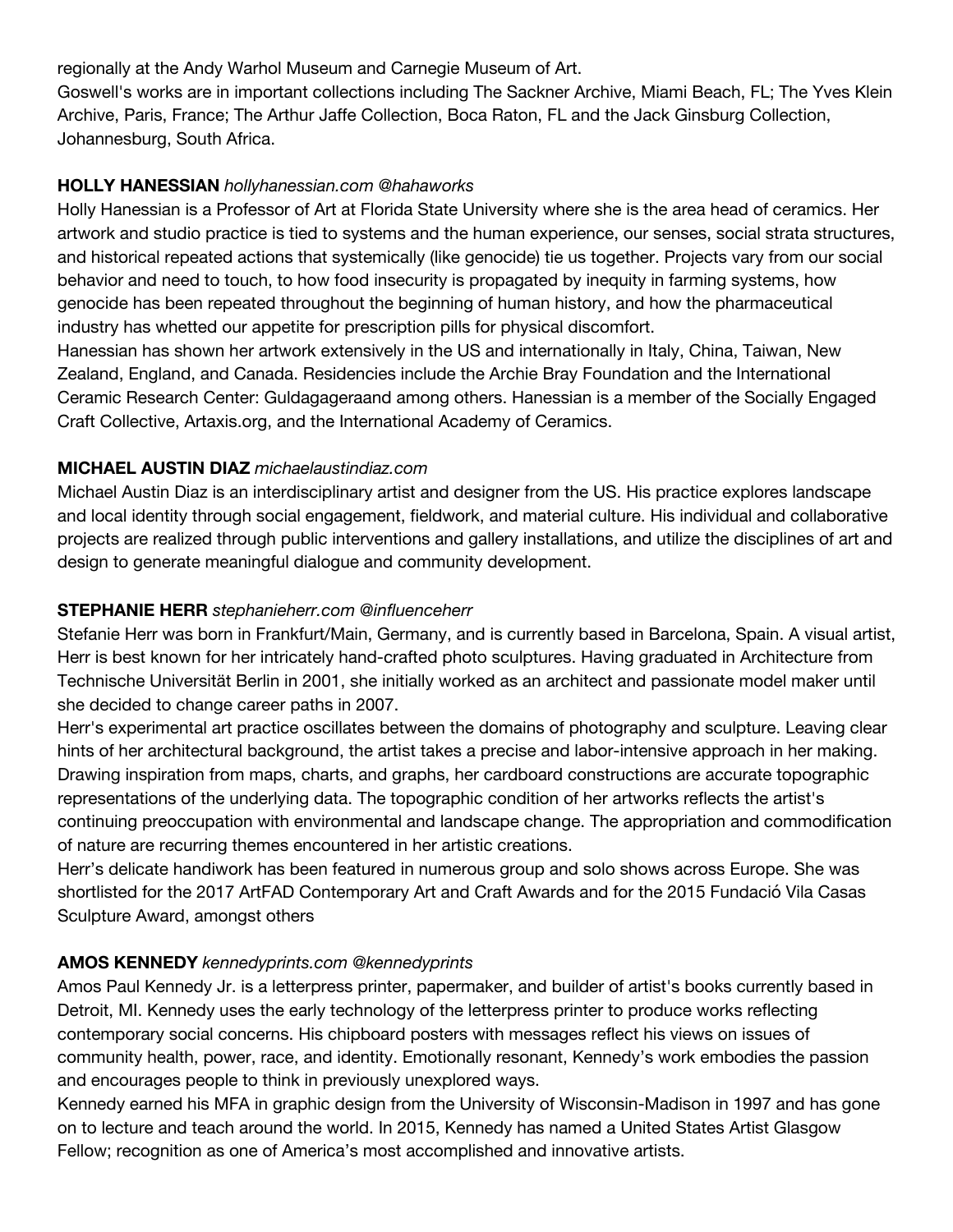regionally at the Andy Warhol Museum and Carnegie Museum of Art.
Goswell's works are in important collections including The Sackner Archive, Miami Beach, FL; The Yves Klein Archive, Paris, France; The Arthur Jaffe Collection, Boca Raton, FL and the Jack Ginsburg Collection, Johannesburg, South Africa.

**HOLLY HANESSIAN** *hollyhanessian.com @hahaworks*
Holly Hanessian is a Professor of Art at Florida State University where she is the area head of ceramics. Her artwork and studio practice is tied to systems and the human experience, our senses, social strata structures, and historical repeated actions that systemically (like genocide) tie us together. Projects vary from our social behavior and need to touch, to how food insecurity is propagated by inequity in farming systems, how genocide has been repeated throughout the beginning of human history, and how the pharmaceutical industry has whetted our appetite for prescription pills for physical discomfort.
Hanessian has shown her artwork extensively in the US and internationally in Italy, China, Taiwan, New Zealand, England, and Canada. Residencies include the Archie Bray Foundation and the International Ceramic Research Center: Guldagageraand among others. Hanessian is a member of the Socially Engaged Craft Collective, Artaxis.org, and the International Academy of Ceramics.

**MICHAEL AUSTIN DIAZ** *michaelaustindiaz.com*
Michael Austin Diaz is an interdisciplinary artist and designer from the US. His practice explores landscape and local identity through social engagement, fieldwork, and material culture. His individual and collaborative projects are realized through public interventions and gallery installations, and utilize the disciplines of art and design to generate meaningful dialogue and community development.

**STEPHANIE HERR** *stephanieherr.com @influenceherr*
Stefanie Herr was born in Frankfurt/Main, Germany, and is currently based in Barcelona, Spain. A visual artist, Herr is best known for her intricately hand-crafted photo sculptures. Having graduated in Architecture from Technische Universität Berlin in 2001, she initially worked as an architect and passionate model maker until she decided to change career paths in 2007.
Herr's experimental art practice oscillates between the domains of photography and sculpture. Leaving clear hints of her architectural background, the artist takes a precise and labor-intensive approach in her making. Drawing inspiration from maps, charts, and graphs, her cardboard constructions are accurate topographic representations of the underlying data. The topographic condition of her artworks reflects the artist's continuing preoccupation with environmental and landscape change. The appropriation and commodification of nature are recurring themes encountered in her artistic creations.
Herr's delicate handiwork has been featured in numerous group and solo shows across Europe. She was shortlisted for the 2017 ArtFAD Contemporary Art and Craft Awards and for the 2015 Fundació Vila Casas Sculpture Award, amongst others

**AMOS KENNEDY** *kennedyprints.com @kennedyprints*
Amos Paul Kennedy Jr. is a letterpress printer, papermaker, and builder of artist's books currently based in Detroit, MI. Kennedy uses the early technology of the letterpress printer to produce works reflecting contemporary social concerns. His chipboard posters with messages reflect his views on issues of community health, power, race, and identity. Emotionally resonant, Kennedy's work embodies the passion and encourages people to think in previously unexplored ways.
Kennedy earned his MFA in graphic design from the University of Wisconsin-Madison in 1997 and has gone on to lecture and teach around the world. In 2015, Kennedy has named a United States Artist Glasgow Fellow; recognition as one of America's most accomplished and innovative artists.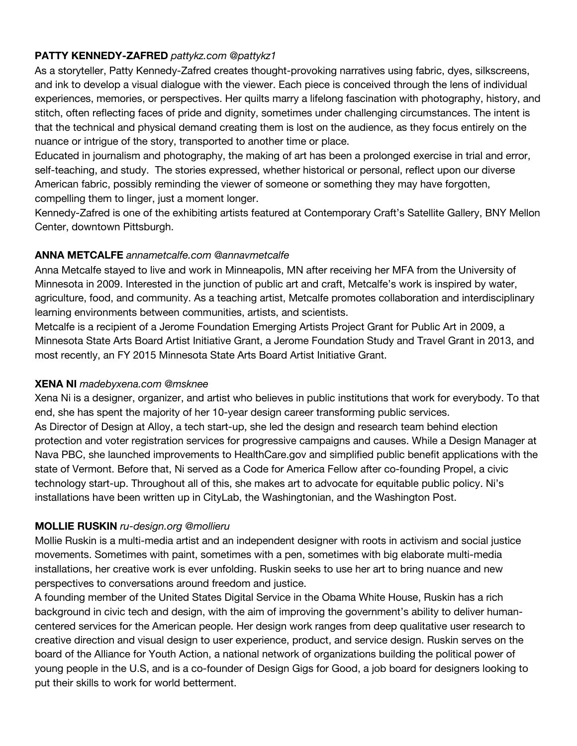**PATTY KENNEDY-ZAFRED** *pattykz.com @pattykz1*

As a storyteller, Patty Kennedy-Zafred creates thought-provoking narratives using fabric, dyes, silkscreens, and ink to develop a visual dialogue with the viewer. Each piece is conceived through the lens of individual experiences, memories, or perspectives. Her quilts marry a lifelong fascination with photography, history, and stitch, often reflecting faces of pride and dignity, sometimes under challenging circumstances. The intent is that the technical and physical demand creating them is lost on the audience, as they focus entirely on the nuance or intrigue of the story, transported to another time or place.

Educated in journalism and photography, the making of art has been a prolonged exercise in trial and error, self-teaching, and study. The stories expressed, whether historical or personal, reflect upon our diverse American fabric, possibly reminding the viewer of someone or something they may have forgotten, compelling them to linger, just a moment longer.

Kennedy-Zafred is one of the exhibiting artists featured at Contemporary Craft's Satellite Gallery, BNY Mellon Center, downtown Pittsburgh.

**ANNA METCALFE** *annametcalfe.com @annavmetcalfe*

Anna Metcalfe stayed to live and work in Minneapolis, MN after receiving her MFA from the University of Minnesota in 2009. Interested in the junction of public art and craft, Metcalfe's work is inspired by water, agriculture, food, and community. As a teaching artist, Metcalfe promotes collaboration and interdisciplinary learning environments between communities, artists, and scientists.

Metcalfe is a recipient of a Jerome Foundation Emerging Artists Project Grant for Public Art in 2009, a Minnesota State Arts Board Artist Initiative Grant, a Jerome Foundation Study and Travel Grant in 2013, and most recently, an FY 2015 Minnesota State Arts Board Artist Initiative Grant.

**XENA NI** *madebyxena.com @msknee*

Xena Ni is a designer, organizer, and artist who believes in public institutions that work for everybody. To that end, she has spent the majority of her 10-year design career transforming public services.

As Director of Design at Alloy, a tech start-up, she led the design and research team behind election protection and voter registration services for progressive campaigns and causes. While a Design Manager at Nava PBC, she launched improvements to HealthCare.gov and simplified public benefit applications with the state of Vermont. Before that, Ni served as a Code for America Fellow after co-founding Propel, a civic technology start-up. Throughout all of this, she makes art to advocate for equitable public policy. Ni's installations have been written up in CityLab, the Washingtonian, and the Washington Post.

**MOLLIE RUSKIN** *ru-design.org @mollieru*

Mollie Ruskin is a multi-media artist and an independent designer with roots in activism and social justice movements. Sometimes with paint, sometimes with a pen, sometimes with big elaborate multi-media installations, her creative work is ever unfolding. Ruskin seeks to use her art to bring nuance and new perspectives to conversations around freedom and justice.

A founding member of the United States Digital Service in the Obama White House, Ruskin has a rich background in civic tech and design, with the aim of improving the government's ability to deliver human-centered services for the American people. Her design work ranges from deep qualitative user research to creative direction and visual design to user experience, product, and service design. Ruskin serves on the board of the Alliance for Youth Action, a national network of organizations building the political power of young people in the U.S, and is a co-founder of Design Gigs for Good, a job board for designers looking to put their skills to work for world betterment.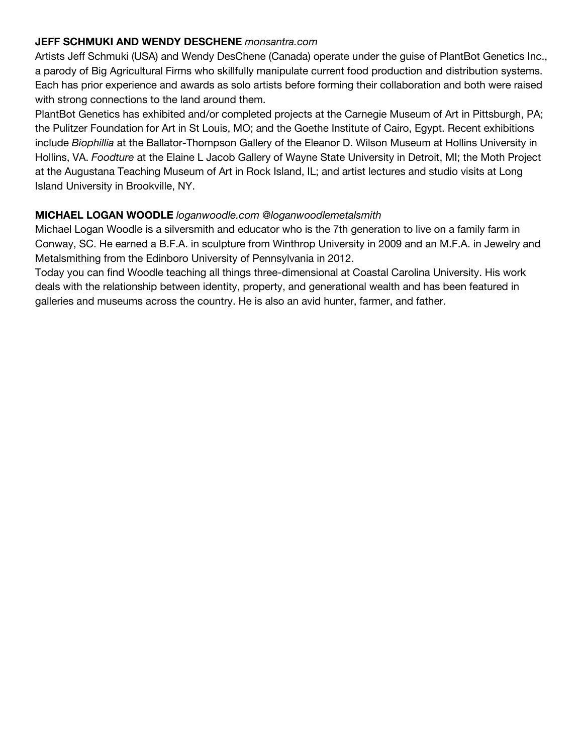**JEFF SCHMUKI AND WENDY DESCHENE** *monsantra.com*

Artists Jeff Schmuki (USA) and Wendy DesChene (Canada) operate under the guise of PlantBot Genetics Inc., a parody of Big Agricultural Firms who skillfully manipulate current food production and distribution systems. Each has prior experience and awards as solo artists before forming their collaboration and both were raised with strong connections to the land around them.

PlantBot Genetics has exhibited and/or completed projects at the Carnegie Museum of Art in Pittsburgh, PA; the Pulitzer Foundation for Art in St Louis, MO; and the Goethe Institute of Cairo, Egypt. Recent exhibitions include *Biophillia* at the Ballator-Thompson Gallery of the Eleanor D. Wilson Museum at Hollins University in Hollins, VA. *Foodture* at the Elaine L Jacob Gallery of Wayne State University in Detroit, MI; the Moth Project at the Augustana Teaching Museum of Art in Rock Island, IL; and artist lectures and studio visits at Long Island University in Brookville, NY.

**MICHAEL LOGAN WOODLE** *loganwoodle.com @loganwoodlemetalsmith*

Michael Logan Woodle is a silversmith and educator who is the 7th generation to live on a family farm in Conway, SC. He earned a B.F.A. in sculpture from Winthrop University in 2009 and an M.F.A. in Jewelry and Metalsmithing from the Edinboro University of Pennsylvania in 2012.

Today you can find Woodle teaching all things three-dimensional at Coastal Carolina University. His work deals with the relationship between identity, property, and generational wealth and has been featured in galleries and museums across the country. He is also an avid hunter, farmer, and father.